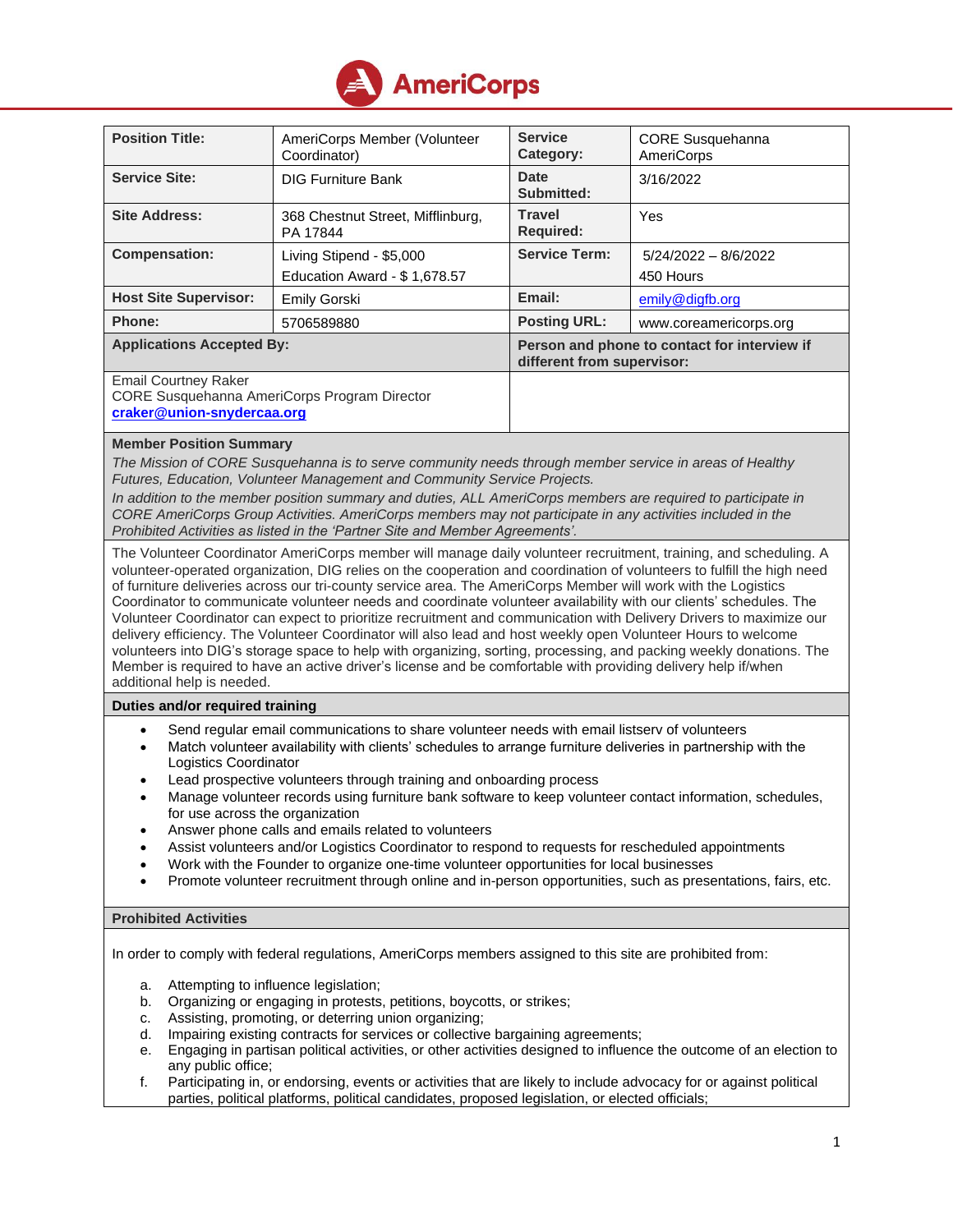AmeriCorps

| Position Title: | AmeriCorps Member (Volunteer Coordinator) | Service Category: | CORE Susquehanna AmeriCorps |
|---|---|---|---|
| Service Site: | DIG Furniture Bank | Date Submitted: | 3/16/2022 |
| Site Address: | 368 Chestnut Street, Mifflinburg, PA 17844 | Travel Required: | Yes |
| Compensation: | Living Stipend - $5,000<br>Education Award - $ 1,678.57 | Service Term: | 5/24/2022 – 8/6/2022<br>450 Hours |
| Host Site Supervisor: | Emily Gorski | Email: | emily@digfb.org |
| Phone: | 5706589880 | Posting URL: | www.coreamericorps.org |
| **Applications Accepted By:** | | **Person and phone to contact for interview if different from supervisor:** | |
| Email Courtney Raker<br>CORE Susquehanna AmeriCorps Program Director<br>**craker@union-snydercaa.org** | | | |

**Member Position Summary**

*The Mission of CORE Susquehanna is to serve community needs through member service in areas of Healthy Futures, Education, Volunteer Management and Community Service Projects.*

*In addition to the member position summary and duties, ALL AmeriCorps members are required to participate in CORE AmeriCorps Group Activities. AmeriCorps members may not participate in any activities included in the Prohibited Activities as listed in the 'Partner Site and Member Agreements'.*

The Volunteer Coordinator AmeriCorps member will manage daily volunteer recruitment, training, and scheduling. A volunteer-operated organization, DIG relies on the cooperation and coordination of volunteers to fulfill the high need of furniture deliveries across our tri-county service area. The AmeriCorps Member will work with the Logistics Coordinator to communicate volunteer needs and coordinate volunteer availability with our clients' schedules. The Volunteer Coordinator can expect to prioritize recruitment and communication with Delivery Drivers to maximize our delivery efficiency. The Volunteer Coordinator will also lead and host weekly open Volunteer Hours to welcome volunteers into DIG's storage space to help with organizing, sorting, processing, and packing weekly donations. The Member is required to have an active driver's license and be comfortable with providing delivery help if/when additional help is needed.

**Duties and/or required training**

- Send regular email communications to share volunteer needs with email listserv of volunteers
- Match volunteer availability with clients' schedules to arrange furniture deliveries in partnership with the Logistics Coordinator
- Lead prospective volunteers through training and onboarding process
- Manage volunteer records using furniture bank software to keep volunteer contact information, schedules, for use across the organization
- Answer phone calls and emails related to volunteers
- Assist volunteers and/or Logistics Coordinator to respond to requests for rescheduled appointments
- Work with the Founder to organize one-time volunteer opportunities for local businesses
- Promote volunteer recruitment through online and in-person opportunities, such as presentations, fairs, etc.

**Prohibited Activities**

In order to comply with federal regulations, AmeriCorps members assigned to this site are prohibited from:

a. Attempting to influence legislation;
b. Organizing or engaging in protests, petitions, boycotts, or strikes;
c. Assisting, promoting, or deterring union organizing;
d. Impairing existing contracts for services or collective bargaining agreements;
e. Engaging in partisan political activities, or other activities designed to influence the outcome of an election to any public office;
f. Participating in, or endorsing, events or activities that are likely to include advocacy for or against political parties, political platforms, political candidates, proposed legislation, or elected officials;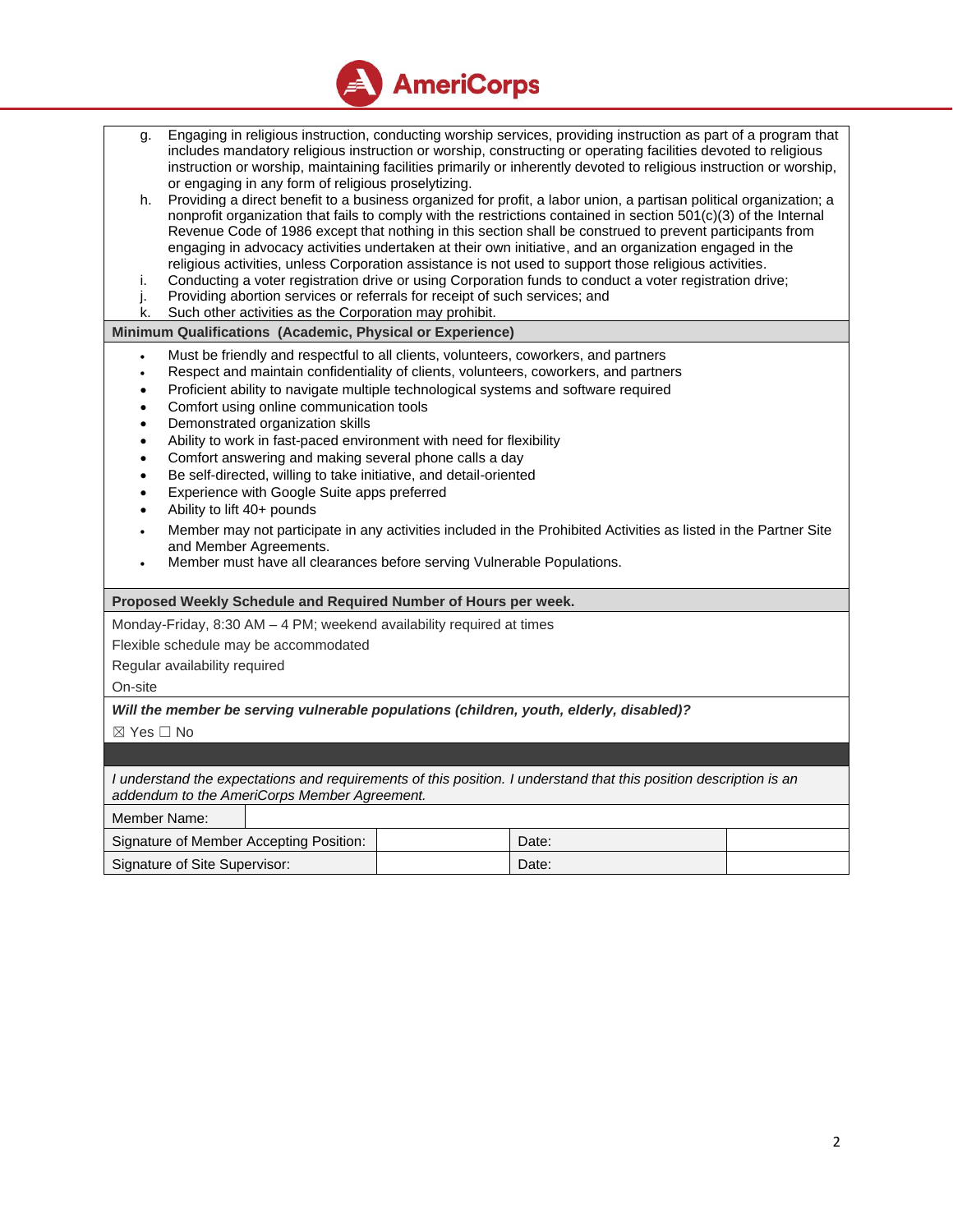g. Engaging in religious instruction, conducting worship services, providing instruction as part of a program that includes mandatory religious instruction or worship, constructing or operating facilities devoted to religious instruction or worship, maintaining facilities primarily or inherently devoted to religious instruction or worship, or engaging in any form of religious proselytizing.

h. Providing a direct benefit to a business organized for profit, a labor union, a partisan political organization; a nonprofit organization that fails to comply with the restrictions contained in section 501(c)(3) of the Internal Revenue Code of 1986 except that nothing in this section shall be construed to prevent participants from engaging in advocacy activities undertaken at their own initiative, and an organization engaged in the religious activities, unless Corporation assistance is not used to support those religious activities.

i. Conducting a voter registration drive or using Corporation funds to conduct a voter registration drive;

j. Providing abortion services or referrals for receipt of such services; and

k. Such other activities as the Corporation may prohibit.

**Minimum Qualifications (Academic, Physical or Experience)**

- Must be friendly and respectful to all clients, volunteers, coworkers, and partners
- Respect and maintain confidentiality of clients, volunteers, coworkers, and partners
- Proficient ability to navigate multiple technological systems and software required
- Comfort using online communication tools
- Demonstrated organization skills
- Ability to work in fast-paced environment with need for flexibility
- Comfort answering and making several phone calls a day
- Be self-directed, willing to take initiative, and detail-oriented
- Experience with Google Suite apps preferred
- Ability to lift 40+ pounds
- Member may not participate in any activities included in the Prohibited Activities as listed in the Partner Site and Member Agreements.
- Member must have all clearances before serving Vulnerable Populations.

**Proposed Weekly Schedule and Required Number of Hours per week.**

Monday-Friday, 8:30 AM – 4 PM; weekend availability required at times

Flexible schedule may be accommodated

Regular availability required

On-site

***Will the member be serving vulnerable populations (children, youth, elderly, disabled)?***

☒ Yes ☐ No

*I understand the expectations and requirements of this position. I understand that this position description is an addendum to the AmeriCorps Member Agreement.*

| | | | |
|---|---|---|---|
| Member Name: | | | |
| Signature of Member Accepting Position: | | Date: | |
| Signature of Site Supervisor: | | Date: | |